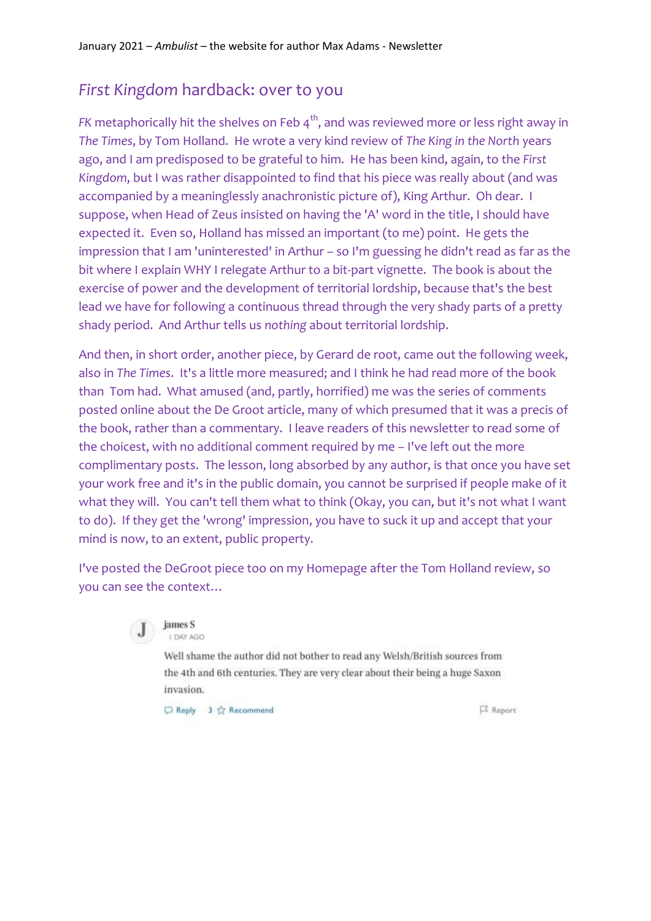## *First Kingdom* hardback: over to you

*FK* metaphorically hit the shelves on Feb 4th, and was reviewed more or less right away in *The Times*, by Tom Holland. He wrote a very kind review of *The King in the North* years ago, and I am predisposed to be grateful to him. He has been kind, again, to the *First Kingdom*, but I was rather disappointed to find that his piece was really about (and was accompanied by a meaninglessly anachronistic picture of), King Arthur. Oh dear. I suppose, when Head of Zeus insisted on having the 'A' word in the title, I should have expected it. Even so, Holland has missed an important (to me) point. He gets the impression that I am 'uninterested' in Arthur – so I'm guessing he didn't read as far as the bit where I explain WHY I relegate Arthur to a bit-part vignette. The book is about the exercise of power and the development of territorial lordship, because that's the best lead we have for following a continuous thread through the very shady parts of a pretty shady period. And Arthur tells us *nothing* about territorial lordship.

And then, in short order, another piece, by Gerard de root, came out the following week, also in *The Times*. It's a little more measured; and I think he had read more of the book than Tom had. What amused (and, partly, horrified) me was the series of comments posted online about the De Groot article, many of which presumed that it was a precis of the book, rather than a commentary. I leave readers of this newsletter to read some of the choicest, with no additional comment required by me – I've left out the more complimentary posts. The lesson, long absorbed by any author, is that once you have set your work free and it's in the public domain, you cannot be surprised if people make of it what they will. You can't tell them what to think (Okay, you can, but it's not what I want to do). If they get the 'wrong' impression, you have to suck it up and accept that your mind is now, to an extent, public property.

I've posted the DeGroot piece too on my Homepage after the Tom Holland review, so you can see the context…

> **james S**
> 1 DAY AGO
>
> Well shame the author did not bother to read any Welsh/British sources from the 4th and 6th centuries. They are very clear about their being a huge Saxon invasion.
>
> Reply 3 Recommend Report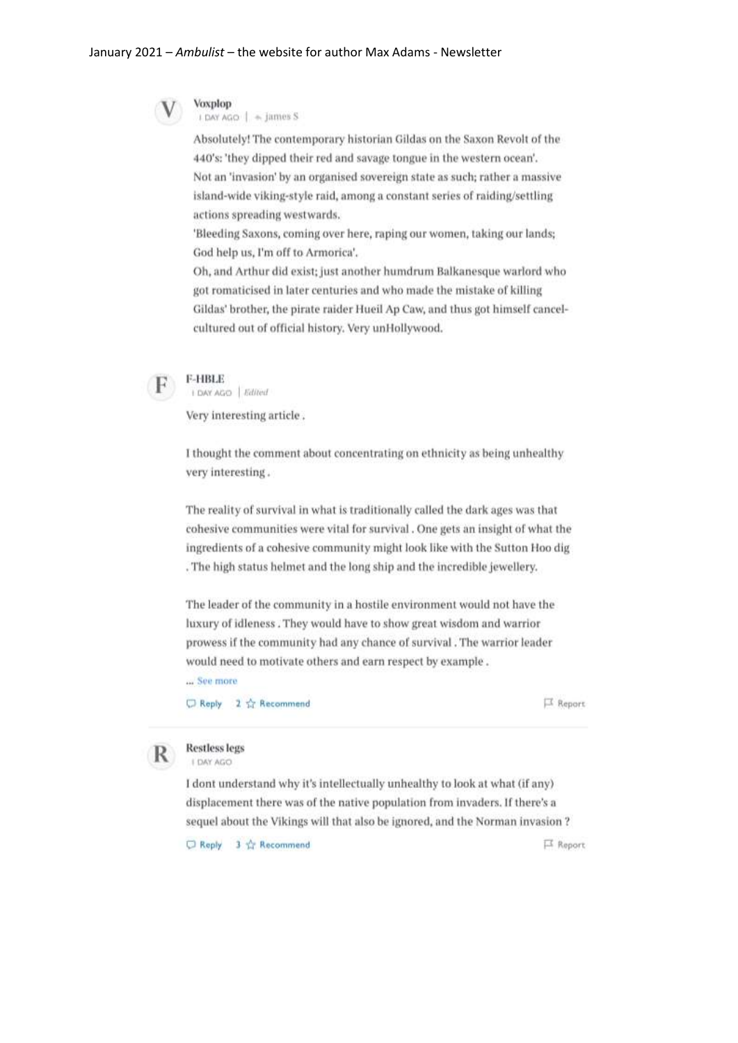**Voxplop**
1 DAY AGO | ↩ james S

Absolutely! The contemporary historian Gildas on the Saxon Revolt of the 440's: 'they dipped their red and savage tongue in the western ocean'.
Not an 'invasion' by an organised sovereign state as such; rather a massive island-wide viking-style raid, among a constant series of raiding/settling actions spreading westwards.
'Bleeding Saxons, coming over here, raping our women, taking our lands; God help us, I'm off to Armorica'.
Oh, and Arthur did exist; just another humdrum Balkanesque warlord who got romaticised in later centuries and who made the mistake of killing Gildas' brother, the pirate raider Hueil Ap Caw, and thus got himself cancel-cultured out of official history. Very unHollywood.

**F-HBLE**
1 DAY AGO | *Edited*

Very interesting article .

I thought the comment about concentrating on ethnicity as being unhealthy very interesting .

The reality of survival in what is traditionally called the dark ages was that cohesive communities were vital for survival . One gets an insight of what the ingredients of a cohesive community might look like with the Sutton Hoo dig . The high status helmet and the long ship and the incredible jewellery.

The leader of the community in a hostile environment would not have the luxury of idleness . They would have to show great wisdom and warrior prowess if the community had any chance of survival . The warrior leader would need to motivate others and earn respect by example .

... See more

Reply 2 Recommend Report

**Restless legs**
1 DAY AGO

I dont understand why it's intellectually unhealthy to look at what (if any) displacement there was of the native population from invaders. If there's a sequel about the Vikings will that also be ignored, and the Norman invasion ?

Reply 3 Recommend Report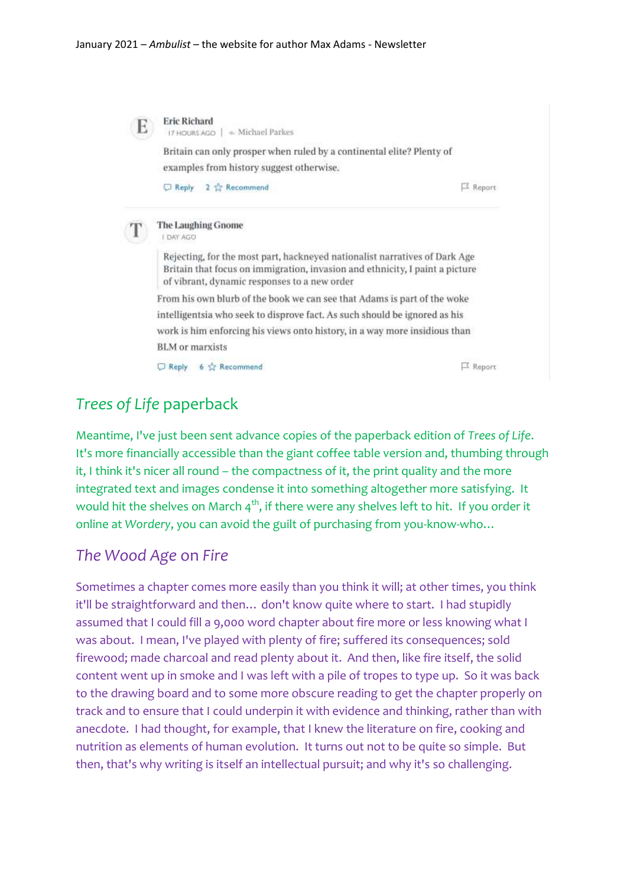Eric Richard
17 HOURS AGO | Michael Parkes

Britain can only prosper when ruled by a continental elite? Plenty of examples from history suggest otherwise.

Reply 2 Recommend Report

The Laughing Gnome
1 DAY AGO

> Rejecting, for the most part, hackneyed nationalist narratives of Dark Age Britain that focus on immigration, invasion and ethnicity, I paint a picture of vibrant, dynamic responses to a new order

From his own blurb of the book we can see that Adams is part of the woke intelligentsia who seek to disprove fact. As such should be ignored as his work is him enforcing his views onto history, in a way more insidious than BLM or marxists

Reply 6 Recommend Report

## *Trees of Life* paperback

Meantime, I've just been sent advance copies of the paperback edition of *Trees of Life*. It's more financially accessible than the giant coffee table version and, thumbing through it, I think it's nicer all round – the compactness of it, the print quality and the more integrated text and images condense it into something altogether more satisfying. It would hit the shelves on March 4th, if there were any shelves left to hit. If you order it online at *Wordery*, you can avoid the guilt of purchasing from you-know-who…

## *The Wood Age* on *Fire*

Sometimes a chapter comes more easily than you think it will; at other times, you think it'll be straightforward and then… don't know quite where to start. I had stupidly assumed that I could fill a 9,000 word chapter about fire more or less knowing what I was about. I mean, I've played with plenty of fire; suffered its consequences; sold firewood; made charcoal and read plenty about it. And then, like fire itself, the solid content went up in smoke and I was left with a pile of tropes to type up. So it was back to the drawing board and to some more obscure reading to get the chapter properly on track and to ensure that I could underpin it with evidence and thinking, rather than with anecdote. I had thought, for example, that I knew the literature on fire, cooking and nutrition as elements of human evolution. It turns out not to be quite so simple. But then, that's why writing is itself an intellectual pursuit; and why it's so challenging.